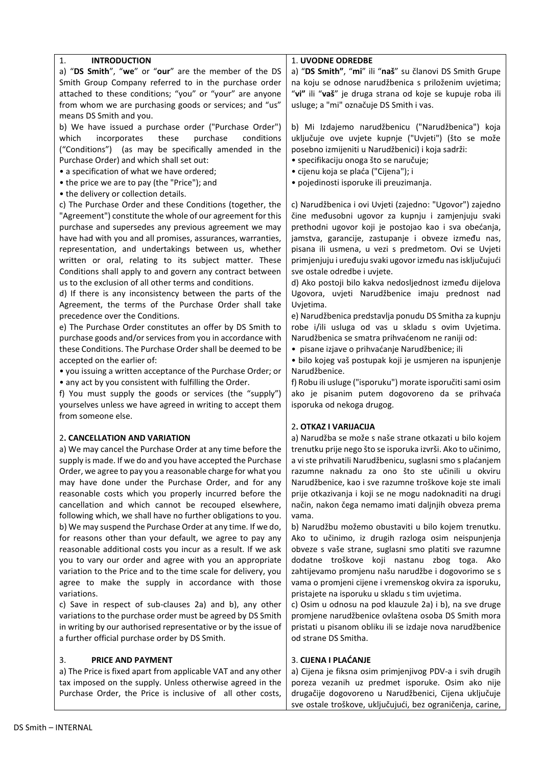## 1. INTRODUCTION

a) "**DS Smith**", "**we**" or "**our**" are the member of the DS Smith Group Company referred to in the purchase order attached to these conditions; "you" or "your" are anyone from whom we are purchasing goods or services; and "us" means DS Smith and you.

b) We have issued a purchase order ("Purchase Order") which incorporates these purchase conditions ("Conditions") (as may be specifically amended in the Purchase Order) and which shall set out:

- a specification of what we have ordered;
- the price we are to pay (the "Price"); and
- the delivery or collection details.

c) The Purchase Order and these Conditions (together, the "Agreement") constitute the whole of our agreement for this purchase and supersedes any previous agreement we may have had with you and all promises, assurances, warranties, representation, and undertakings between us, whether written or oral, relating to its subject matter. These Conditions shall apply to and govern any contract between us to the exclusion of all other terms and conditions.

d) If there is any inconsistency between the parts of the Agreement, the terms of the Purchase Order shall take precedence over the Conditions.

e) The Purchase Order constitutes an offer by DS Smith to purchase goods and/or services from you in accordance with these Conditions. The Purchase Order shall be deemed to be accepted on the earlier of:

- you issuing a written acceptance of the Purchase Order; or
- any act by you consistent with fulfilling the Order.

f) You must supply the goods or services (the "supply") yourselves unless we have agreed in writing to accept them from someone else.

## 2. CANCELLATION AND VARIATION

a) We may cancel the Purchase Order at any time before the supply is made. If we do and you have accepted the Purchase Order, we agree to pay you a reasonable charge for what you may have done under the Purchase Order, and for any reasonable costs which you properly incurred before the cancellation and which cannot be recouped elsewhere, following which, we shall have no further obligations to you.

b) We may suspend the Purchase Order at any time. If we do, for reasons other than your default, we agree to pay any reasonable additional costs you incur as a result. If we ask you to vary our order and agree with you an appropriate variation to the Price and to the time scale for delivery, you agree to make the supply in accordance with those variations.

c) Save in respect of sub-clauses 2a) and b), any other variations to the purchase order must be agreed by DS Smith in writing by our authorised representative or by the issue of a further official purchase order by DS Smith.

## 3. PRICE AND PAYMENT

a) The Price is fixed apart from applicable VAT and any other tax imposed on the supply. Unless otherwise agreed in the Purchase Order, the Price is inclusive of all other costs,

## 1. UVODNE ODREDBE

a) "**DS Smith**", "**mi**" ili "**naš**" su članovi DS Smith Grupe na koju se odnose narudžbenica s priloženim uvjetima; "**vi**" ili "**vaš**" je druga strana od koje se kupuje roba ili usluge; a "mi" označuje DS Smith i vas.

b) Mi Izdajemo narudžbenicu ("Narudžbenica") koja uključuje ove uvjete kupnje ("Uvjeti") (što se može posebno izmijeniti u Narudžbenici) i koja sadrži:

- specifikaciju onoga što se naručuje;
- cijenu koja se plaća ("Cijena"); i
- pojedinosti isporuke ili preuzimanja.

c) Narudžbenica i ovi Uvjeti (zajedno: "Ugovor") zajedno čine međusobni ugovor za kupnju i zamjenjuju svaki prethodni ugovor koji je postojao kao i sva obećanja, jamstva, garancije, zastupanje i obveze između nas, pisana ili usmena, u vezi s predmetom. Ovi se Uvjeti primjenjuju i uređuju svaki ugovor između nas isključujući sve ostale odredbe i uvjete.

d) Ako postoji bilo kakva nedosljednost između dijelova Ugovora, uvjeti Narudžbenice imaju prednost nad Uvjetima.

e) Narudžbenica predstavlja ponudu DS Smitha za kupnju robe i/ili usluga od vas u skladu s ovim Uvjetima. Narudžbenica se smatra prihvaćenom ne raniji od:

- pisane izjave o prihvaćanje Narudžbenice; ili
- bilo kojeg vaš postupak koji je usmjeren na ispunjenje Narudžbenice.

f) Robu ili usluge ("isporuku") morate isporučiti sami osim ako je pisanim putem dogovoreno da se prihvaća isporuka od nekoga drugog.

## 2. OTKAZ I VARIJACIJA

a) Narudžba se može s naše strane otkazati u bilo kojem trenutku prije nego što se isporuka izvrši. Ako to učinimo, a vi ste prihvatili Narudžbenicu, suglasni smo s plaćanjem razumne naknadu za ono što ste učinili u okviru Narudžbenice, kao i sve razumne troškove koje ste imali prije otkazivanja i koji se ne mogu nadoknaditi na drugi način, nakon čega nemamo imati daljnjih obveza prema vama.

b) Narudžbu možemo obustaviti u bilo kojem trenutku. Ako to učinimo, iz drugih razloga osim neispunjenja obveze s vaše strane, suglasni smo platiti sve razumne dodatne troškove koji nastanu zbog toga. Ako zahtijevamo promjenu našu narudžbe i dogovorimo se s vama o promjeni cijene i vremenskog okvira za isporuku, pristajete na isporuku u skladu s tim uvjetima.

c) Osim u odnosu na pod klauzule 2a) i b), na sve druge promjene narudžbenice ovlaštena osoba DS Smith mora pristati u pisanom obliku ili se izdaje nova narudžbenice od strane DS Smitha.

## 3. CIJENA I PLAĆANJE

a) Cijena je fiksna osim primjenjivog PDV-a i svih drugih poreza vezanih uz predmet isporuke. Osim ako nije drugačije dogovoreno u Narudžbenici, Cijena uključuje sve ostale troškove, uključujući, bez ograničenja, carine,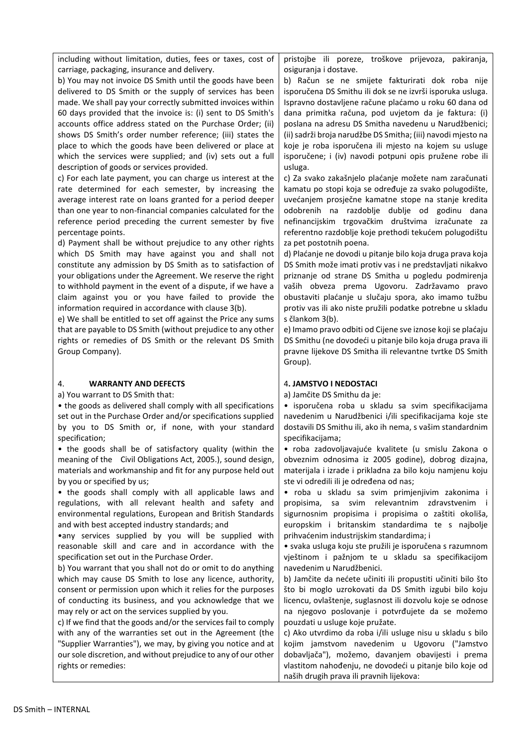including without limitation, duties, fees or taxes, cost of carriage, packaging, insurance and delivery.

b) You may not invoice DS Smith until the goods have been delivered to DS Smith or the supply of services has been made. We shall pay your correctly submitted invoices within 60 days provided that the invoice is: (i) sent to DS Smith's accounts office address stated on the Purchase Order; (ii) shows DS Smith's order number reference; (iii) states the place to which the goods have been delivered or place at which the services were supplied; and (iv) sets out a full description of goods or services provided.

c) For each late payment, you can charge us interest at the rate determined for each semester, by increasing the average interest rate on loans granted for a period deeper than one year to non-financial companies calculated for the reference period preceding the current semester by five percentage points.

d) Payment shall be without prejudice to any other rights which DS Smith may have against you and shall not constitute any admission by DS Smith as to satisfaction of your obligations under the Agreement. We reserve the right to withhold payment in the event of a dispute, if we have a claim against you or you have failed to provide the information required in accordance with clause 3(b).

e) We shall be entitled to set off against the Price any sums that are payable to DS Smith (without prejudice to any other rights or remedies of DS Smith or the relevant DS Smith Group Company).

## 4. WARRANTY AND DEFECTS

a) You warrant to DS Smith that:

- the goods as delivered shall comply with all specifications set out in the Purchase Order and/or specifications supplied by you to DS Smith or, if none, with your standard specification;
- the goods shall be of satisfactory quality (within the meaning of the Civil Obligations Act, 2005.), sound design, materials and workmanship and fit for any purpose held out by you or specified by us;
- the goods shall comply with all applicable laws and regulations, with all relevant health and safety and environmental regulations, European and British Standards and with best accepted industry standards; and
- any services supplied by you will be supplied with reasonable skill and care and in accordance with the specification set out in the Purchase Order.

b) You warrant that you shall not do or omit to do anything which may cause DS Smith to lose any licence, authority, consent or permission upon which it relies for the purposes of conducting its business, and you acknowledge that we may rely or act on the services supplied by you.

c) If we find that the goods and/or the services fail to comply with any of the warranties set out in the Agreement (the "Supplier Warranties"), we may, by giving you notice and at our sole discretion, and without prejudice to any of our other rights or remedies:

---

pristojbe ili poreze, troškove prijevoza, pakiranja, osiguranja i dostave.

b) Račun se ne smijete fakturirati dok roba nije isporučena DS Smithu ili dok se ne izvrši isporuka usluga. Ispravno dostavljene račune plaćamo u roku 60 dana od dana primitka računa, pod uvjetom da je faktura: (i) poslana na adresu DS Smitha navedenu u Narudžbenici; (ii) sadrži broja narudžbe DS Smitha; (iii) navodi mjesto na koje je roba isporučena ili mjesto na kojem su usluge isporučene; i (iv) navodi potpuni opis pružene robe ili usluga.

c) Za svako zakašnjelo plaćanje možete nam zaračunati kamatu po stopi koja se određuje za svako polugodište, uvećanjem prosječne kamatne stope na stanje kredita odobrenih na razdoblje dublje od godinu dana nefinancijskim trgovačkim društvima izračunate za referentno razdoblje koje prethodi tekućem polugodištu za pet postotnih poena.

d) Plaćanje ne dovodi u pitanje bilo koja druga prava koja DS Smith može imati protiv vas i ne predstavljati nikakvo priznanje od strane DS Smitha u pogledu podmirenja vaših obveza prema Ugovoru. Zadržavamo pravo obustaviti plaćanje u slučaju spora, ako imamo tužbu protiv vas ili ako niste pružili podatke potrebne u skladu s člankom 3(b).

e) Imamo pravo odbiti od Cijene sve iznose koji se plaćaju DS Smithu (ne dovodeći u pitanje bilo koja druga prava ili pravne lijekove DS Smitha ili relevantne tvrtke DS Smith Group).

## 4. JAMSTVO I NEDOSTACI

a) Jamčite DS Smithu da je:

- isporučena roba u skladu sa svim specifikacijama navedenim u Narudžbenici i/ili specifikacijama koje ste dostavili DS Smithu ili, ako ih nema, s vašim standardnim specifikacijama;
- roba zadovoljavajuće kvalitete (u smislu Zakona o obveznim odnosima iz 2005 godine), dobrog dizajna, materijala i izrade i prikladna za bilo koju namjenu koju ste vi odredili ili je određena od nas;
- roba u skladu sa svim primjenjivim zakonima i propisima, sa svim relevantnim zdravstvenim i sigurnosnim propisima i propisima o zaštiti okoliša, europskim i britanskim standardima te s najbolje prihvaćenim industrijskim standardima; i
- svaka usluga koju ste pružili je isporučena s razumnom vještinom i pažnjom te u skladu sa specifikacijom navedenim u Narudžbenici.

b) Jamčite da nećete učiniti ili propustiti učiniti bilo što što bi moglo uzrokovati da DS Smith izgubi bilo koju licencu, ovlaštenje, suglasnost ili dozvolu koje se odnose na njegovo poslovanje i potvrđujete da se možemo pouzdati u usluge koje pružate.

c) Ako utvrdimo da roba i/ili usluge nisu u skladu s bilo kojim jamstvom navedenim u Ugovoru ("Jamstvo dobavljača"), možemo, davanjem obavijesti i prema vlastitom nahođenju, ne dovodeći u pitanje bilo koje od naših drugih prava ili pravnih lijekova: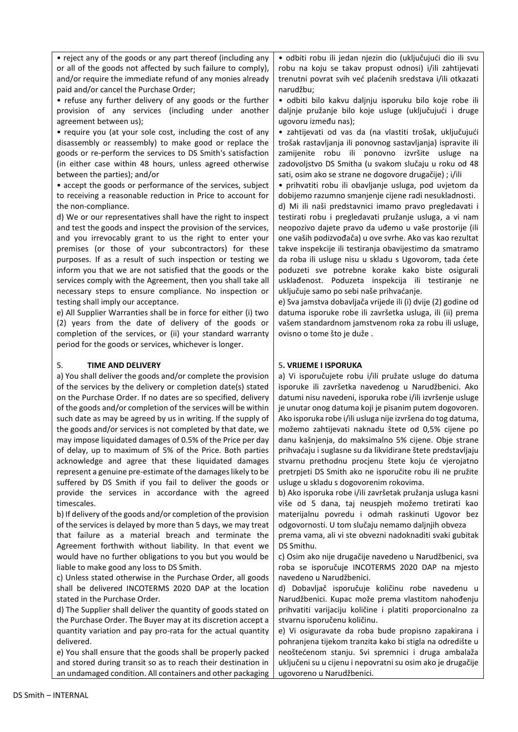• reject any of the goods or any part thereof (including any or all of the goods not affected by such failure to comply), and/or require the immediate refund of any monies already paid and/or cancel the Purchase Order;

• refuse any further delivery of any goods or the further provision of any services (including under another agreement between us);

• require you (at your sole cost, including the cost of any disassembly or reassembly) to make good or replace the goods or re-perform the services to DS Smith's satisfaction (in either case within 48 hours, unless agreed otherwise between the parties); and/or

• accept the goods or performance of the services, subject to receiving a reasonable reduction in Price to account for the non-compliance.

d) We or our representatives shall have the right to inspect and test the goods and inspect the provision of the services, and you irrevocably grant to us the right to enter your premises (or those of your subcontractors) for these purposes. If as a result of such inspection or testing we inform you that we are not satisfied that the goods or the services comply with the Agreement, then you shall take all necessary steps to ensure compliance. No inspection or testing shall imply our acceptance.

e) All Supplier Warranties shall be in force for either (i) two (2) years from the date of delivery of the goods or completion of the services, or (ii) your standard warranty period for the goods or services, whichever is longer.

## 5. TIME AND DELIVERY

a) You shall deliver the goods and/or complete the provision of the services by the delivery or completion date(s) stated on the Purchase Order. If no dates are so specified, delivery of the goods and/or completion of the services will be within such date as may be agreed by us in writing. If the supply of the goods and/or services is not completed by that date, we may impose liquidated damages of 0.5% of the Price per day of delay, up to maximum of 5% of the Price. Both parties acknowledge and agree that these liquidated damages represent a genuine pre-estimate of the damages likely to be suffered by DS Smith if you fail to deliver the goods or provide the services in accordance with the agreed timescales.

b) If delivery of the goods and/or completion of the provision of the services is delayed by more than 5 days, we may treat that failure as a material breach and terminate the Agreement forthwith without liability. In that event we would have no further obligations to you but you would be liable to make good any loss to DS Smith.

c) Unless stated otherwise in the Purchase Order, all goods shall be delivered INCOTERMS 2020 DAP at the location stated in the Purchase Order.

d) The Supplier shall deliver the quantity of goods stated on the Purchase Order. The Buyer may at its discretion accept a quantity variation and pay pro-rata for the actual quantity delivered.

e) You shall ensure that the goods shall be properly packed and stored during transit so as to reach their destination in an undamaged condition. All containers and other packaging

• odbiti robu ili jedan njezin dio (uključujući dio ili svu robu na koju se takav propust odnosi) i/ili zahtijevati trenutni povrat svih već plaćenih sredstava i/ili otkazati narudžbu;

• odbiti bilo kakvu daljnju isporuku bilo koje robe ili daljnje pružanje bilo koje usluge (uključujući i druge ugovoru između nas);

• zahtijevati od vas da (na vlastiti trošak, uključujući trošak rastavljanja ili ponovnog sastavljanja) ispravite ili zamijenite robu ili ponovno izvršite usluge na zadovoljstvo DS Smitha (u svakom slučaju u roku od 48 sati, osim ako se strane ne dogovore drugačije) ; i/ili

• prihvatiti robu ili obavljanje usluga, pod uvjetom da dobijemo razumno smanjenje cijene radi nesukladnosti.

d) Mi ili naši predstavnici imamo pravo pregledavati i testirati robu i pregledavati pružanje usluga, a vi nam neopozivo dajete pravo da uđemo u vaše prostorije (ili one vaših podizvođača) u ove svrhe. Ako vas kao rezultat takve inspekcije ili testiranja obavijestimo da smatramo da roba ili usluge nisu u skladu s Ugovorom, tada ćete poduzeti sve potrebne korake kako biste osigurali usklađenost. Poduzeta inspekcija ili testiranje ne uključuje samo po sebi naše prihvaćanje.

e) Sva jamstva dobavljača vrijede ili (i) dvije (2) godine od datuma isporuke robe ili završetka usluga, ili (ii) prema vašem standardnom jamstvenom roka za robu ili usluge, ovisno o tome što je duže .

## 5. VRIJEME I ISPORUKA

a) Vi isporučujete robu i/ili pružate usluge do datuma isporuke ili završetka navedenog u Narudžbenici. Ako datumi nisu navedeni, isporuka robe i/ili izvršenje usluge je unutar onog datuma koji je pisanim putem dogovoren. Ako isporuka robe i/ili usluga nije izvršena do tog datuma, možemo zahtijevati naknadu štete od 0,5% cijene po danu kašnjenja, do maksimalno 5% cijene. Obje strane prihvaćaju i suglasne su da likvidirane štete predstavljaju stvarnu prethodnu procjenu štete koju će vjerojatno pretrpjeti DS Smith ako ne isporučite robu ili ne pružite usluge u skladu s dogovorenim rokovima.

b) Ako isporuka robe i/ili završetak pružanja usluga kasni više od 5 dana, taj neuspjeh možemo tretirati kao materijalnu povredu i odmah raskinuti Ugovor bez odgovornosti. U tom slučaju nemamo daljnjih obveza prema vama, ali vi ste obvezni nadoknaditi svaki gubitak DS Smithu.

c) Osim ako nije drugačije navedeno u Narudžbenici, sva roba se isporučuje INCOTERMS 2020 DAP na mjesto navedeno u Narudžbenici.

d) Dobavljač isporučuje količinu robe navedenu u Narudžbenici. Kupac može prema vlastitom nahođenju prihvatiti varijaciju količine i platiti proporcionalno za stvarnu isporučenu količinu.

e) Vi osiguravate da roba bude propisno zapakirana i pohranjena tijekom tranzita kako bi stigla na odredište u neoštećenom stanju. Svi spremnici i druga ambalaža uključeni su u cijenu i nepovratni su osim ako je drugačije ugovoreno u Narudžbenici.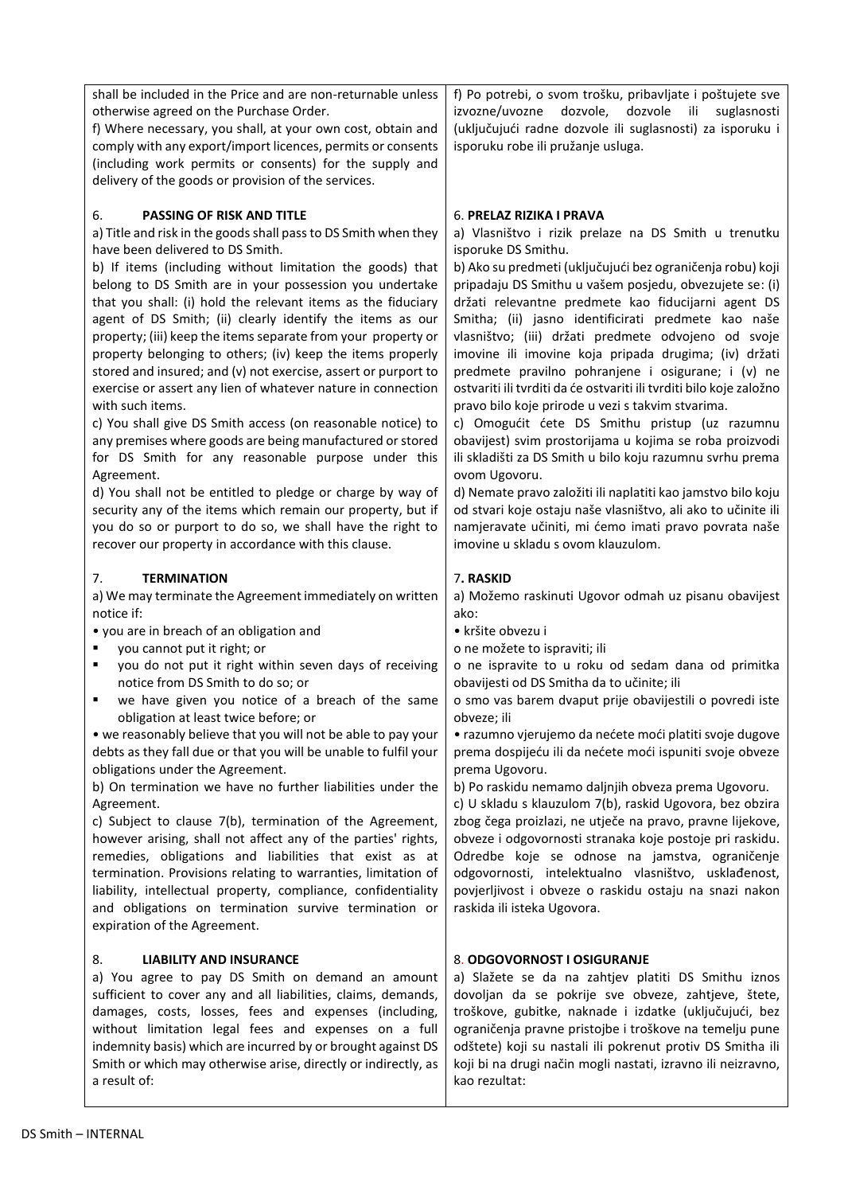shall be included in the Price and are non-returnable unless otherwise agreed on the Purchase Order.

f) Where necessary, you shall, at your own cost, obtain and comply with any export/import licences, permits or consents (including work permits or consents) for the supply and delivery of the goods or provision of the services.

f) Po potrebi, o svom trošku, pribavljate i poštujete sve izvozne/uvozne dozvole, dozvole ili suglasnosti (uključujući radne dozvole ili suglasnosti) za isporuku i isporuku robe ili pružanje usluga.

## 6. PASSING OF RISK AND TITLE

a) Title and risk in the goods shall pass to DS Smith when they have been delivered to DS Smith.

b) If items (including without limitation the goods) that belong to DS Smith are in your possession you undertake that you shall: (i) hold the relevant items as the fiduciary agent of DS Smith; (ii) clearly identify the items as our property; (iii) keep the items separate from your property or property belonging to others; (iv) keep the items properly stored and insured; and (v) not exercise, assert or purport to exercise or assert any lien of whatever nature in connection with such items.

c) You shall give DS Smith access (on reasonable notice) to any premises where goods are being manufactured or stored for DS Smith for any reasonable purpose under this Agreement.

d) You shall not be entitled to pledge or charge by way of security any of the items which remain our property, but if you do so or purport to do so, we shall have the right to recover our property in accordance with this clause.

## 6. PRELAZ RIZIKA I PRAVA

a) Vlasništvo i rizik prelaze na DS Smith u trenutku isporuke DS Smithu.

b) Ako su predmeti (uključujući bez ograničenja robu) koji pripadaju DS Smithu u vašem posjedu, obvezujete se: (i) držati relevantne predmete kao fiducijarni agent DS Smitha; (ii) jasno identificirati predmete kao naše vlasništvo; (iii) držati predmete odvojeno od svoje imovine ili imovine koja pripada drugima; (iv) držati predmete pravilno pohranjene i osigurane; i (v) ne ostvariti ili tvrditi da će ostvariti ili tvrditi bilo koje založno pravo bilo koje prirode u vezi s takvim stvarima.

c) Omogućit ćete DS Smithu pristup (uz razumnu obavijest) svim prostorijama u kojima se roba proizvodi ili skladišti za DS Smith u bilo koju razumnu svrhu prema ovom Ugovoru.

d) Nemate pravo založiti ili naplatiti kao jamstvo bilo koju od stvari koje ostaju naše vlasništvo, ali ako to učinite ili namjeravate učiniti, mi ćemo imati pravo povrata naše imovine u skladu s ovom klauzulom.

## 7. TERMINATION

a) We may terminate the Agreement immediately on written notice if:

- you are in breach of an obligation and
  - you cannot put it right; or
  - you do not put it right within seven days of receiving notice from DS Smith to do so; or
  - we have given you notice of a breach of the same obligation at least twice before; or
- we reasonably believe that you will not be able to pay your debts as they fall due or that you will be unable to fulfil your obligations under the Agreement.

b) On termination we have no further liabilities under the Agreement.

c) Subject to clause 7(b), termination of the Agreement, however arising, shall not affect any of the parties' rights, remedies, obligations and liabilities that exist as at termination. Provisions relating to warranties, limitation of liability, intellectual property, compliance, confidentiality and obligations on termination survive termination or expiration of the Agreement.

## 7. RASKID

a) Možemo raskinuti Ugovor odmah uz pisanu obavijest ako:

- kršite obvezu i
  - ne možete to ispraviti; ili
  - ne ispravite to u roku od sedam dana od primitka obavijesti od DS Smitha da to učinite; ili
  - smo vas barem dvaput prije obavijestili o povredi iste obveze; ili
- razumno vjerujemo da nećete moći platiti svoje dugove prema dospijeću ili da nećete moći ispuniti svoje obveze prema Ugovoru.

b) Po raskidu nemamo daljnjih obveza prema Ugovoru.

c) U skladu s klauzulom 7(b), raskid Ugovora, bez obzira zbog čega proizlazi, ne utječe na pravo, pravne lijekove, obveze i odgovornosti stranaka koje postoje pri raskidu. Odredbe koje se odnose na jamstva, ograničenje odgovornosti, intelektualno vlasništvo, usklađenost, povjerljivost i obveze o raskidu ostaju na snazi nakon raskida ili isteka Ugovora.

## 8. LIABILITY AND INSURANCE

a) You agree to pay DS Smith on demand an amount sufficient to cover any and all liabilities, claims, demands, damages, costs, losses, fees and expenses (including, without limitation legal fees and expenses on a full indemnity basis) which are incurred by or brought against DS Smith or which may otherwise arise, directly or indirectly, as a result of:

## 8. ODGOVORNOST I OSIGURANJE

a) Slažete se da na zahtjev platiti DS Smithu iznos dovoljan da se pokrije sve obveze, zahtjeve, štete, troškove, gubitke, naknade i izdatke (uključujući, bez ograničenja pravne pristojbe i troškove na temelju pune odštete) koji su nastali ili pokrenut protiv DS Smitha ili koji bi na drugi način mogli nastati, izravno ili neizravno, kao rezultat: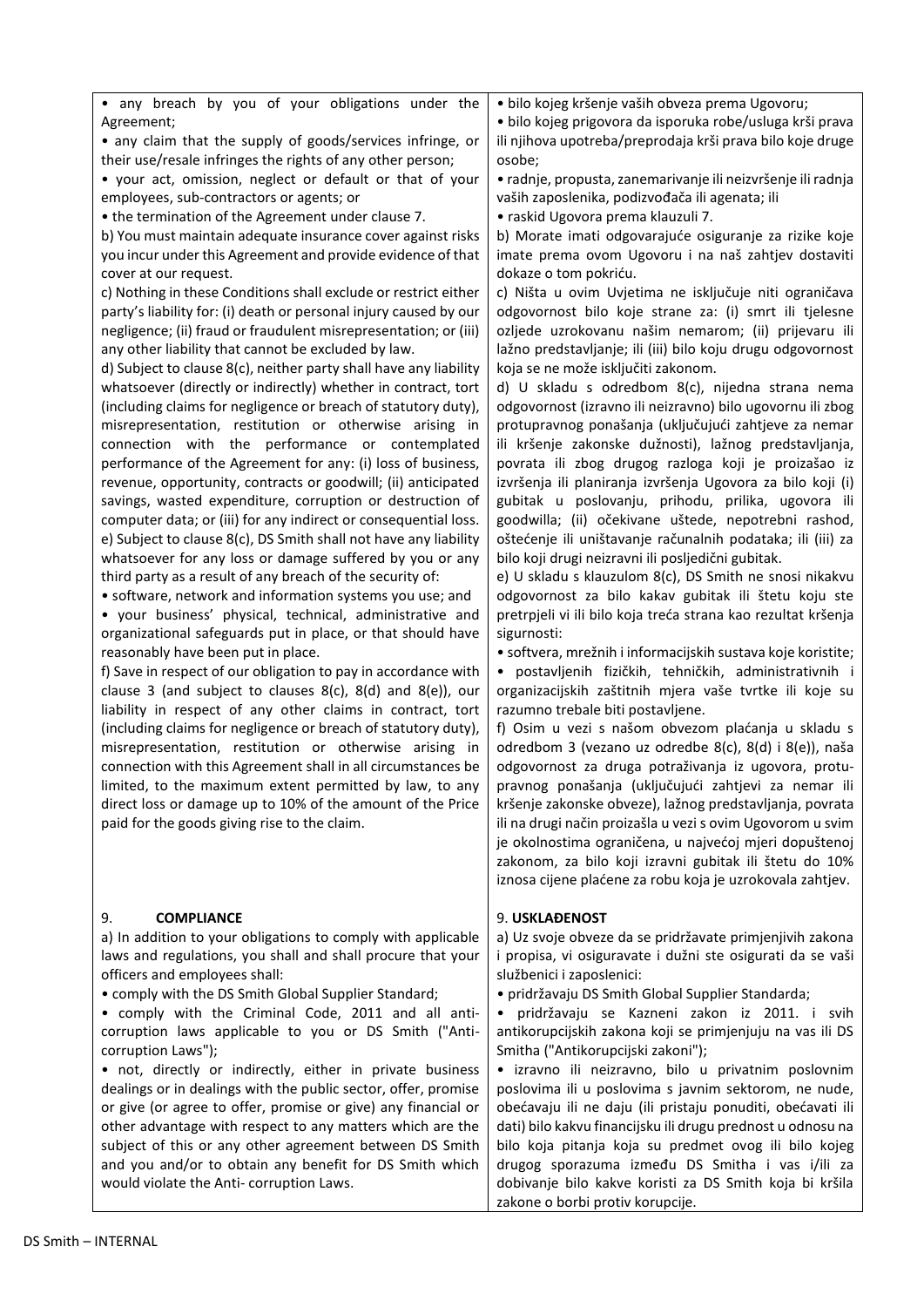| | |
|---|---|
| • any breach by you of your obligations under the Agreement;<br>• any claim that the supply of goods/services infringe, or their use/resale infringes the rights of any other person;<br>• your act, omission, neglect or default or that of your employees, sub-contractors or agents; or<br>• the termination of the Agreement under clause 7.<br>b) You must maintain adequate insurance cover against risks you incur under this Agreement and provide evidence of that cover at our request.<br>c) Nothing in these Conditions shall exclude or restrict either party's liability for: (i) death or personal injury caused by our negligence; (ii) fraud or fraudulent misrepresentation; or (iii) any other liability that cannot be excluded by law.<br>d) Subject to clause 8(c), neither party shall have any liability whatsoever (directly or indirectly) whether in contract, tort (including claims for negligence or breach of statutory duty), misrepresentation, restitution or otherwise arising in connection with the performance or contemplated performance of the Agreement for any: (i) loss of business, revenue, opportunity, contracts or goodwill; (ii) anticipated savings, wasted expenditure, corruption or destruction of computer data; or (iii) for any indirect or consequential loss.<br>e) Subject to clause 8(c), DS Smith shall not have any liability whatsoever for any loss or damage suffered by you or any third party as a result of any breach of the security of:<br>• software, network and information systems you use; and<br>• your business' physical, technical, administrative and organizational safeguards put in place, or that should have reasonably have been put in place.<br>f) Save in respect of our obligation to pay in accordance with clause 3 (and subject to clauses 8(c), 8(d) and 8(e)), our liability in respect of any other claims in contract, tort (including claims for negligence or breach of statutory duty), misrepresentation, restitution or otherwise arising in connection with this Agreement shall in all circumstances be limited, to the maximum extent permitted by law, to any direct loss or damage up to 10% of the amount of the Price paid for the goods giving rise to the claim. | • bilo kojeg kršenje vaših obveza prema Ugovoru;<br>• bilo kojeg prigovora da isporuka robe/usluga krši prava ili njihova upotreba/preprodaja krši prava bilo koje druge osobe;<br>• radnje, propusta, zanemarivanje ili neizvršenje ili radnja vaših zaposlenika, podizvođača ili agenata; ili<br>• raskid Ugovora prema klauzuli 7.<br>b) Morate imati odgovarajuće osiguranje za rizike koje imate prema ovom Ugovoru i na naš zahtjev dostaviti dokaze o tom pokriću.<br>c) Ništa u ovim Uvjetima ne isključuje niti ograničava odgovornost bilo koje strane za: (i) smrt ili tjelesne ozljede uzrokovanu našim nemarom; (ii) prijevaru ili lažno predstavljanje; ili (iii) bilo koju drugu odgovornost koja se ne može isključiti zakonom.<br>d) U skladu s odredbom 8(c), nijedna strana nema odgovornost (izravno ili neizravno) bilo ugovornu ili zbog protupravnog ponašanja (uključujući zahtjeve za nemar ili kršenje zakonske dužnosti), lažnog predstavljanja, povrata ili zbog drugog razloga koji je proizašao iz izvršenja ili planiranja izvršenja Ugovora za bilo koji (i) gubitak u poslovanju, prihodu, prilika, ugovora ili goodwilla; (ii) očekivane uštede, nepotrebni rashod, oštećenje ili uništavanje računalnih podataka; ili (iii) za bilo koji drugi neizravni ili posljedični gubitak.<br>e) U skladu s klauzulom 8(c), DS Smith ne snosi nikakvu odgovornost za bilo kakav gubitak ili štetu koju ste pretrpjeli vi ili bilo koja treća strana kao rezultat kršenja sigurnosti:<br>• softvera, mrežnih i informacijskih sustava koje koristite;<br>• postavljenih fizičkih, tehničkih, administrativnih i organizacijskih zaštitnih mjera vaše tvrtke ili koje su razumno trebale biti postavljene.<br>f) Osim u vezi s našom obvezom plaćanja u skladu s odredbom 3 (vezano uz odredbe 8(c), 8(d) i 8(e)), naša odgovornost za druga potraživanja iz ugovora, protu-pravnog ponašanja (uključujući zahtjevi za nemar ili kršenje zakonske obveze), lažnog predstavljanja, povrata ili na drugi način proizašla u vezi s ovim Ugovorom u svim je okolnostima ograničena, u najvećoj mjeri dopuštenoj zakonom, za bilo koji izravni gubitak ili štetu do 10% iznosa cijene plaćene za robu koja je uzrokovala zahtjev. |
| 9. **COMPLIANCE**<br>a) In addition to your obligations to comply with applicable laws and regulations, you shall and shall procure that your officers and employees shall:<br>• comply with the DS Smith Global Supplier Standard;<br>• comply with the Criminal Code, 2011 and all anti-corruption laws applicable to you or DS Smith ("Anti-corruption Laws");<br>• not, directly or indirectly, either in private business dealings or in dealings with the public sector, offer, promise or give (or agree to offer, promise or give) any financial or other advantage with respect to any matters which are the subject of this or any other agreement between DS Smith and you and/or to obtain any benefit for DS Smith which would violate the Anti- corruption Laws. | 9. **USKLAĐENOST**<br>a) Uz svoje obveze da se pridržavate primjenjivih zakona i propisa, vi osiguravate i dužni ste osigurati da se vaši službenici i zaposlenici:<br>• pridržavaju DS Smith Global Supplier Standarda;<br>• pridržavaju se Kazneni zakon iz 2011. i svih antikorupcijskih zakona koji se primjenjuju na vas ili DS Smitha ("Antikorupcijski zakoni");<br>• izravno ili neizravno, bilo u privatnim poslovnim poslovima ili u poslovima s javnim sektorom, ne nude, obećavaju ili ne daju (ili pristaju ponuditi, obećavati ili dati) bilo kakvu financijsku ili drugu prednost u odnosu na bilo koja pitanja koja su predmet ovog ili bilo kojeg drugog sporazuma između DS Smitha i vas i/ili za dobivanje bilo kakve koristi za DS Smith koja bi kršila zakone o borbi protiv korupcije. |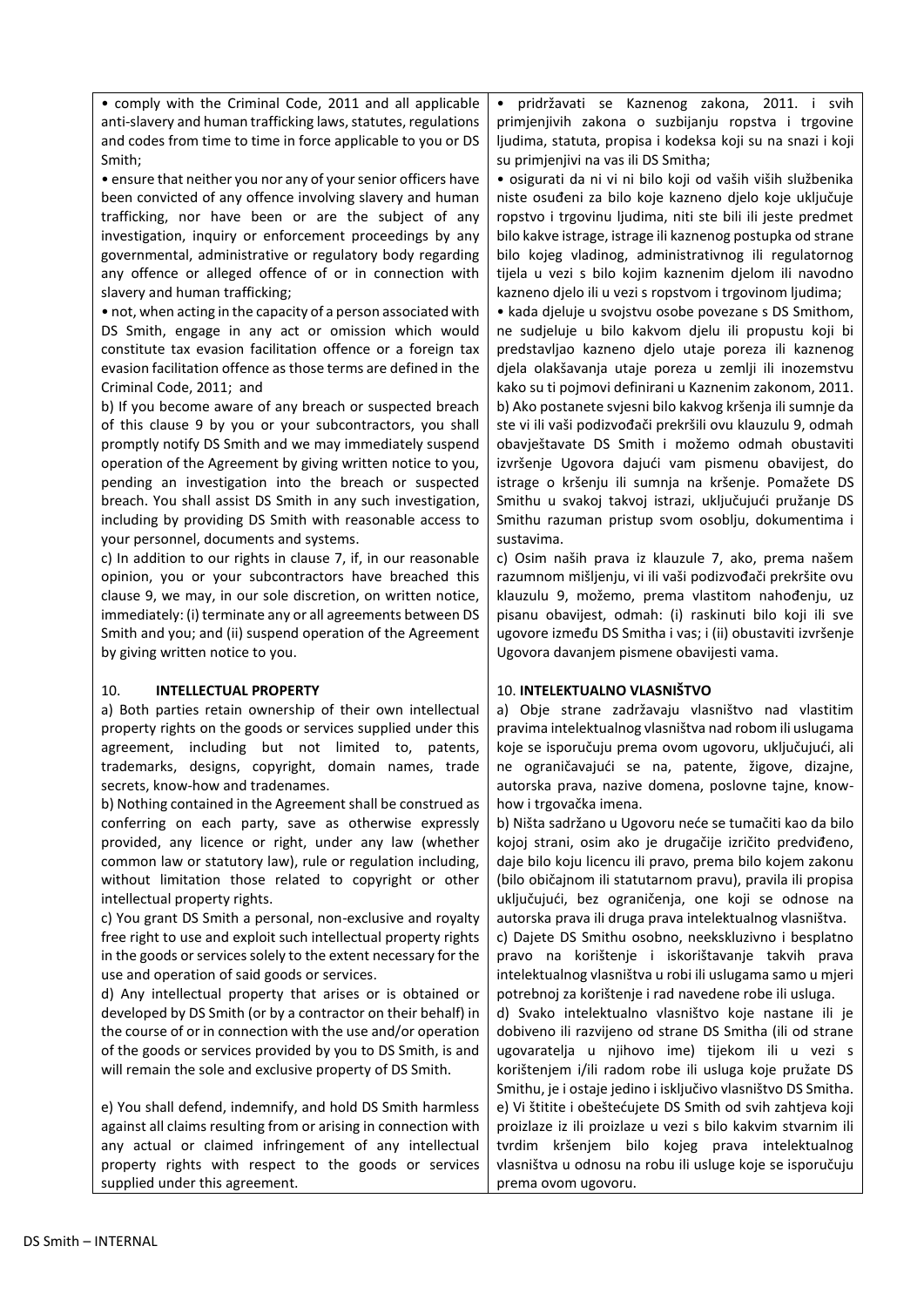| | |
|---|---|
| • comply with the Criminal Code, 2011 and all applicable anti-slavery and human trafficking laws, statutes, regulations and codes from time to time in force applicable to you or DS Smith;<br>• ensure that neither you nor any of your senior officers have been convicted of any offence involving slavery and human trafficking, nor have been or are the subject of any investigation, inquiry or enforcement proceedings by any governmental, administrative or regulatory body regarding any offence or alleged offence of or in connection with slavery and human trafficking;<br>• not, when acting in the capacity of a person associated with DS Smith, engage in any act or omission which would constitute tax evasion facilitation offence or a foreign tax evasion facilitation offence as those terms are defined in the Criminal Code, 2011; and<br>b) If you become aware of any breach or suspected breach of this clause 9 by you or your subcontractors, you shall promptly notify DS Smith and we may immediately suspend operation of the Agreement by giving written notice to you, pending an investigation into the breach or suspected breach. You shall assist DS Smith in any such investigation, including by providing DS Smith with reasonable access to your personnel, documents and systems.<br>c) In addition to our rights in clause 7, if, in our reasonable opinion, you or your subcontractors have breached this clause 9, we may, in our sole discretion, on written notice, immediately: (i) terminate any or all agreements between DS Smith and you; and (ii) suspend operation of the Agreement by giving written notice to you. | • pridržavati se Kaznenog zakona, 2011. i svih primjenjivih zakona o suzbijanju ropstva i trgovine ljudima, statuta, propisa i kodeksa koji su na snazi i koji su primjenjivi na vas ili DS Smitha;<br>• osigurati da ni vi ni bilo koji od vaših viših službenika niste osuđeni za bilo koje kazneno djelo koje uključuje ropstvo i trgovinu ljudima, niti ste bili ili jeste predmet bilo kakve istrage, istrage ili kaznenog postupka od strane bilo kojeg vladinog, administrativnog ili regulatornog tijela u vezi s bilo kojim kaznenim djelom ili navodno kazneno djelo ili u vezi s ropstvom i trgovinom ljudima;<br>• kada djeluje u svojstvu osobe povezane s DS Smithom, ne sudjeluje u bilo kakvom djelu ili propustu koji bi predstavljao kazneno djelo utaje poreza ili kaznenog djela olakšavanja utaje poreza u zemlji ili inozemstvu kako su ti pojmovi definirani u Kaznenim zakonom, 2011.<br>b) Ako postanete svjesni bilo kakvog kršenja ili sumnje da ste vi ili vaši podizvođači prekršili ovu klauzulu 9, odmah obavještavate DS Smith i možemo odmah obustaviti izvršenje Ugovora dajući vam pismenu obavijest, do istrage o kršenju ili sumnja na kršenje. Pomažete DS Smithu u svakoj takvoj istrazi, uključujući pružanje DS Smithu razuman pristup svom osoblju, dokumentima i sustavima.<br>c) Osim naših prava iz klauzule 7, ako, prema našem razumnom mišljenju, vi ili vaši podizvođači prekršite ovu klauzulu 9, možemo, prema vlastitom nahođenju, uz pisanu obavijest, odmah: (i) raskinuti bilo koji ili sve ugovore između DS Smitha i vas; i (ii) obustaviti izvršenje Ugovora davanjem pismene obavijesti vama. |
| 10. **INTELLECTUAL PROPERTY**<br>a) Both parties retain ownership of their own intellectual property rights on the goods or services supplied under this agreement, including but not limited to, patents, trademarks, designs, copyright, domain names, trade secrets, know-how and tradenames.<br>b) Nothing contained in the Agreement shall be construed as conferring on each party, save as otherwise expressly provided, any licence or right, under any law (whether common law or statutory law), rule or regulation including, without limitation those related to copyright or other intellectual property rights.<br>c) You grant DS Smith a personal, non-exclusive and royalty free right to use and exploit such intellectual property rights in the goods or services solely to the extent necessary for the use and operation of said goods or services.<br>d) Any intellectual property that arises or is obtained or developed by DS Smith (or by a contractor on their behalf) in the course of or in connection with the use and/or operation of the goods or services provided by you to DS Smith, is and will remain the sole and exclusive property of DS Smith.<br>e) You shall defend, indemnify, and hold DS Smith harmless against all claims resulting from or arising in connection with any actual or claimed infringement of any intellectual property rights with respect to the goods or services supplied under this agreement. | 10. **INTELEKTUALNO VLASNIŠTVO**<br>a) Obje strane zadržavaju vlasništvo nad vlastitim pravima intelektualnog vlasništva nad robom ili uslugama koje se isporučuju prema ovom ugovoru, uključujući, ali ne ograničavajući se na, patente, žigove, dizajne, autorska prava, nazive domena, poslovne tajne, know-how i trgovačka imena.<br>b) Ništa sadržano u Ugovoru neće se tumačiti kao da bilo kojoj strani, osim ako je drugačije izričito predviđeno, daje bilo koju licencu ili pravo, prema bilo kojem zakonu (bilo običajnom ili statutarnom pravu), pravila ili propisa uključujući, bez ograničenja, one koji se odnose na autorska prava ili druga prava intelektualnog vlasništva.<br>c) Dajete DS Smithu osobno, neekskluzivno i besplatno pravo na korištenje i iskorištavanje takvih prava intelektualnog vlasništva u robi ili uslugama samo u mjeri potrebnoj za korištenje i rad navedene robe ili usluga.<br>d) Svako intelektualno vlasništvo koje nastane ili je dobiveno ili razvijeno od strane DS Smitha (ili od strane ugovaratelja u njihovo ime) tijekom ili u vezi s korištenjem i/ili radom robe ili usluga koje pružate DS Smithu, je i ostaje jedino i isključivo vlasništvo DS Smitha.<br>e) Vi štitite i obeštećujete DS Smith od svih zahtjeva koji proizlaze iz ili proizlaze u vezi s bilo kakvim stvarnim ili tvrdim kršenjem bilo kojeg prava intelektualnog vlasništva u odnosu na robu ili usluge koje se isporučuju prema ovom ugovoru. |

DS Smith – INTERNAL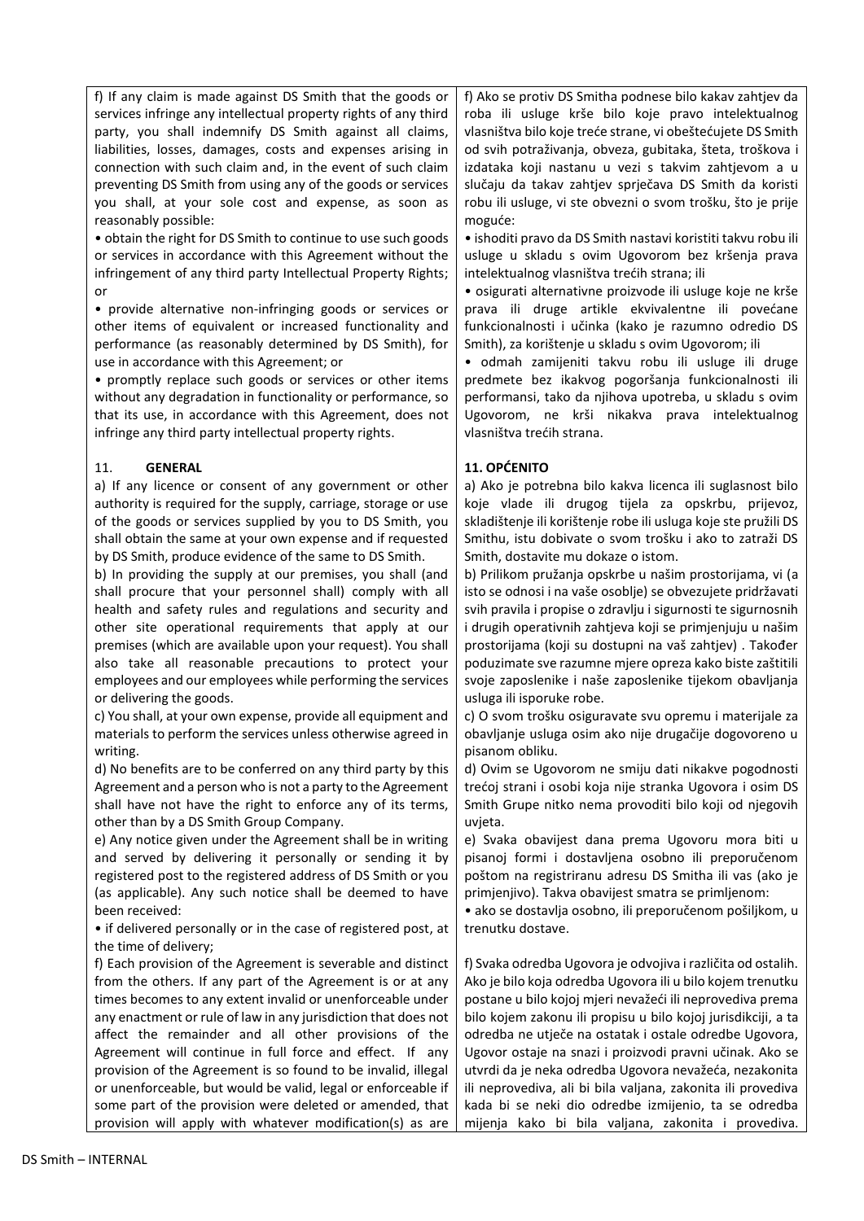f) If any claim is made against DS Smith that the goods or services infringe any intellectual property rights of any third party, you shall indemnify DS Smith against all claims, liabilities, losses, damages, costs and expenses arising in connection with such claim and, in the event of such claim preventing DS Smith from using any of the goods or services you shall, at your sole cost and expense, as soon as reasonably possible:

- obtain the right for DS Smith to continue to use such goods or services in accordance with this Agreement without the infringement of any third party Intellectual Property Rights; or
- provide alternative non-infringing goods or services or other items of equivalent or increased functionality and performance (as reasonably determined by DS Smith), for use in accordance with this Agreement; or
- promptly replace such goods or services or other items without any degradation in functionality or performance, so that its use, in accordance with this Agreement, does not infringe any third party intellectual property rights.

## 11. GENERAL

a) If any licence or consent of any government or other authority is required for the supply, carriage, storage or use of the goods or services supplied by you to DS Smith, you shall obtain the same at your own expense and if requested by DS Smith, produce evidence of the same to DS Smith.

b) In providing the supply at our premises, you shall (and shall procure that your personnel shall) comply with all health and safety rules and regulations and security and other site operational requirements that apply at our premises (which are available upon your request). You shall also take all reasonable precautions to protect your employees and our employees while performing the services or delivering the goods.

c) You shall, at your own expense, provide all equipment and materials to perform the services unless otherwise agreed in writing.

d) No benefits are to be conferred on any third party by this Agreement and a person who is not a party to the Agreement shall have not have the right to enforce any of its terms, other than by a DS Smith Group Company.

e) Any notice given under the Agreement shall be in writing and served by delivering it personally or sending it by registered post to the registered address of DS Smith or you (as applicable). Any such notice shall be deemed to have been received:

- if delivered personally or in the case of registered post, at the time of delivery;

f) Each provision of the Agreement is severable and distinct from the others. If any part of the Agreement is or at any times becomes to any extent invalid or unenforceable under any enactment or rule of law in any jurisdiction that does not affect the remainder and all other provisions of the Agreement will continue in full force and effect. If any provision of the Agreement is so found to be invalid, illegal or unenforceable, but would be valid, legal or enforceable if some part of the provision were deleted or amended, that provision will apply with whatever modification(s) as are

f) Ako se protiv DS Smitha podnese bilo kakav zahtjev da roba ili usluge krše bilo koje pravo intelektualnog vlasništva bilo koje treće strane, vi obeštećujete DS Smith od svih potraživanja, obveza, gubitaka, šteta, troškova i izdataka koji nastanu u vezi s takvim zahtjevom a u slučaju da takav zahtjev sprječava DS Smith da koristi robu ili usluge, vi ste obvezni o svom trošku, što je prije moguće:

- ishoditi pravo da DS Smith nastavi koristiti takvu robu ili usluge u skladu s ovim Ugovorom bez kršenja prava intelektualnog vlasništva trećih strana; ili
- osigurati alternativne proizvode ili usluge koje ne krše prava ili druge artikle ekvivalentne ili povećane funkcionalnosti i učinka (kako je razumno odredio DS Smith), za korištenje u skladu s ovim Ugovorom; ili
- odmah zamijeniti takvu robu ili usluge ili druge predmete bez ikakvog pogoršanja funkcionalnosti ili performansi, tako da njihova upotreba, u skladu s ovim Ugovorom, ne krši nikakva prava intelektualnog vlasništva trećih strana.

## 11. OPĆENITO

a) Ako je potrebna bilo kakva licenca ili suglasnost bilo koje vlade ili drugog tijela za opskrbu, prijevoz, skladištenje ili korištenje robe ili usluga koje ste pružili DS Smithu, istu dobivate o svom trošku i ako to zatraži DS Smith, dostavite mu dokaze o istom.

b) Prilikom pružanja opskrbe u našim prostorijama, vi (a isto se odnosi i na vaše osoblje) se obvezujete pridržavati svih pravila i propise o zdravlju i sigurnosti te sigurnosnih i drugih operativnih zahtjeva koji se primjenjuju u našim prostorijama (koji su dostupni na vaš zahtjev) . Također poduzimate sve razumne mjere opreza kako biste zaštitili svoje zaposlenike i naše zaposlenike tijekom obavljanja usluga ili isporuke robe.

c) O svom trošku osiguravate svu opremu i materijale za obavljanje usluga osim ako nije drugačije dogovoreno u pisanom obliku.

d) Ovim se Ugovorom ne smiju dati nikakve pogodnosti trećoj strani i osobi koja nije stranka Ugovora i osim DS Smith Grupe nitko nema provoditi bilo koji od njegovih uvjeta.

e) Svaka obavijest dana prema Ugovoru mora biti u pisanoj formi i dostavljena osobno ili preporučenom poštom na registriranu adresu DS Smitha ili vas (ako je primjenjivo). Takva obavijest smatra se primljenom:

- ako se dostavlja osobno, ili preporučenom pošiljkom, u trenutku dostave.

f) Svaka odredba Ugovora je odvojiva i različita od ostalih. Ako je bilo koja odredba Ugovora ili u bilo kojem trenutku postane u bilo kojoj mjeri nevažeći ili neprovediva prema bilo kojem zakonu ili propisu u bilo kojoj jurisdikciji, a ta odredba ne utječe na ostatak i ostale odredbe Ugovora, Ugovor ostaje na snazi i proizvodi pravni učinak. Ako se utvrdi da je neka odredba Ugovora nevažeća, nezakonita ili neprovediva, ali bi bila valjana, zakonita ili provediva kada bi se neki dio odredbe izmijenio, ta se odredba mijenja kako bi bila valjana, zakonita i provediva.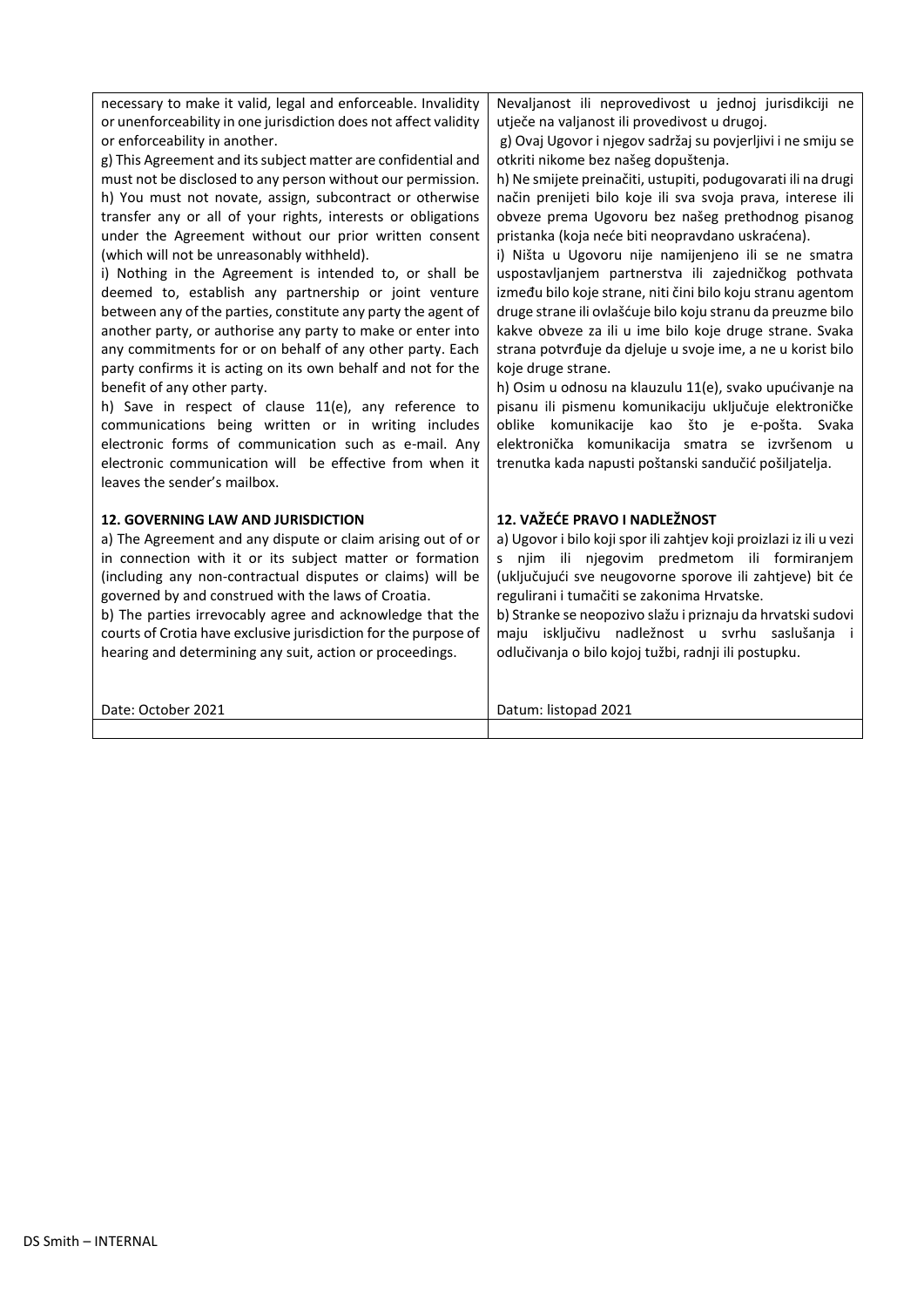| | |
|---|---|
| necessary to make it valid, legal and enforceable. Invalidity or unenforceability in one jurisdiction does not affect validity or enforceability in another.<br>g) This Agreement and its subject matter are confidential and must not be disclosed to any person without our permission.<br>h) You must not novate, assign, subcontract or otherwise transfer any or all of your rights, interests or obligations under the Agreement without our prior written consent (which will not be unreasonably withheld).<br>i) Nothing in the Agreement is intended to, or shall be deemed to, establish any partnership or joint venture between any of the parties, constitute any party the agent of another party, or authorise any party to make or enter into any commitments for or on behalf of any other party. Each party confirms it is acting on its own behalf and not for the benefit of any other party.<br>h) Save in respect of clause 11(e), any reference to communications being written or in writing includes electronic forms of communication such as e-mail. Any electronic communication will be effective from when it leaves the sender's mailbox. | Nevaljanost ili neprovedivost u jednoj jurisdikciji ne utječe na valjanost ili provedivost u drugoj.<br>g) Ovaj Ugovor i njegov sadržaj su povjerljivi i ne smiju se otkriti nikome bez našeg dopuštenja.<br>h) Ne smijete preinačiti, ustupiti, podugovarati ili na drugi način prenijeti bilo koje ili sva svoja prava, interese ili obveze prema Ugovoru bez našeg prethodnog pisanog pristanka (koja neće biti neopravdano uskraćena).<br>i) Ništa u Ugovoru nije namijenjeno ili se ne smatra uspostavljanjem partnerstva ili zajedničkog pothvata između bilo koje strane, niti čini bilo koju stranu agentom druge strane ili ovlašćuje bilo koju stranu da preuzme bilo kakve obveze za ili u ime bilo koje druge strane. Svaka strana potvrđuje da djeluje u svoje ime, a ne u korist bilo koje druge strane.<br>h) Osim u odnosu na klauzulu 11(e), svako upućivanje na pisanu ili pismenu komunikaciju uključuje elektroničke oblike komunikacije kao što je e-pošta. Svaka elektronička komunikacija smatra se izvršenom u trenutka kada napusti poštanski sandučić pošiljatelja. |
| **12. GOVERNING LAW AND JURISDICTION**<br>a) The Agreement and any dispute or claim arising out of or in connection with it or its subject matter or formation (including any non-contractual disputes or claims) will be governed by and construed with the laws of Croatia.<br>b) The parties irrevocably agree and acknowledge that the courts of Crotia have exclusive jurisdiction for the purpose of hearing and determining any suit, action or proceedings. | **12. VAŽEĆE PRAVO I NADLEŽNOST**<br>a) Ugovor i bilo koji spor ili zahtjev koji proizlazi iz ili u vezi s njim ili njegovim predmetom ili formiranjem (uključujući sve neugovorne sporove ili zahtjeve) bit će regulirani i tumačiti se zakonima Hrvatske.<br>b) Stranke se neopozivo slažu i priznaju da hrvatski sudovi maju isključivu nadležnost u svrhu saslušanja i odlučivanja o bilo kojoj tužbi, radnji ili postupku. |
| Date: October 2021 | Datum: listopad 2021 |
| | |

DS Smith – INTERNAL